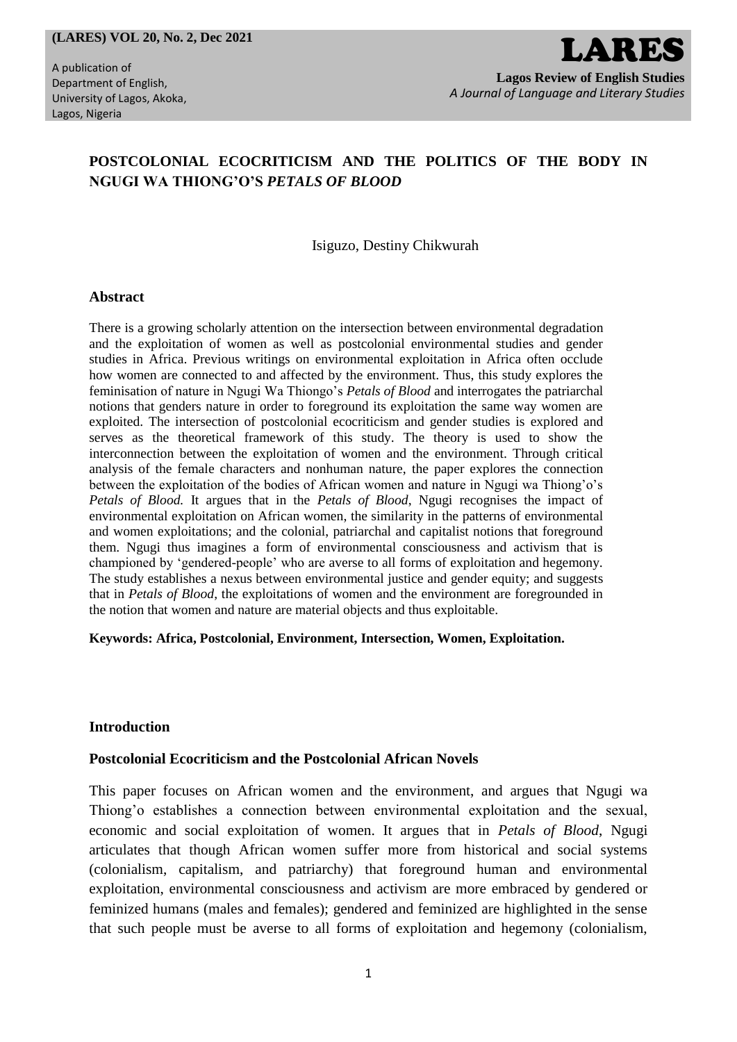# POSTCOLONIAL ECOCRITICISM AND THE POLITICS OF THE BODY IN NGUGI WA THIONG'O'S *PETALS OF BLOOD*

Isiguzo, Destiny Chikwurah

## Abstract

There is a growing scholarly attention on the intersection between environmental degradation and the exploitation of women as well as postcolonial environmental studies and gender studies in Africa. Previous writings on environmental exploitation in Africa often occlude how women are connected to and affected by the environment. Thus, this study explores the feminisation of nature in Ngugi Wa Thiongo's *Petals of Blood* and interrogates the patriarchal notions that genders nature in order to foreground its exploitation the same way women are exploited. The intersection of postcolonial ecocriticism and gender studies is explored and serves as the theoretical framework of this study. The theory is used to show the interconnection between the exploitation of women and the environment. Through critical analysis of the female characters and nonhuman nature, the paper explores the connection between the exploitation of the bodies of African women and nature in Ngugi wa Thiong'o's *Petals of Blood.* It argues that in the *Petals of Blood*, Ngugi recognises the impact of environmental exploitation on African women, the similarity in the patterns of environmental and women exploitations; and the colonial, patriarchal and capitalist notions that foreground them. Ngugi thus imagines a form of environmental consciousness and activism that is championed by 'gendered-people' who are averse to all forms of exploitation and hegemony. The study establishes a nexus between environmental justice and gender equity; and suggests that in *Petals of Blood*, the exploitations of women and the environment are foregrounded in the notion that women and nature are material objects and thus exploitable.

**Keywords: Africa, Postcolonial, Environment, Intersection, Women, Exploitation.**

## Introduction

### Postcolonial Ecocriticism and the Postcolonial African Novels

This paper focuses on African women and the environment, and argues that Ngugi wa Thiong'o establishes a connection between environmental exploitation and the sexual, economic and social exploitation of women. It argues that in *Petals of Blood*, Ngugi articulates that though African women suffer more from historical and social systems (colonialism, capitalism, and patriarchy) that foreground human and environmental exploitation, environmental consciousness and activism are more embraced by gendered or feminized humans (males and females); gendered and feminized are highlighted in the sense that such people must be averse to all forms of exploitation and hegemony (colonialism,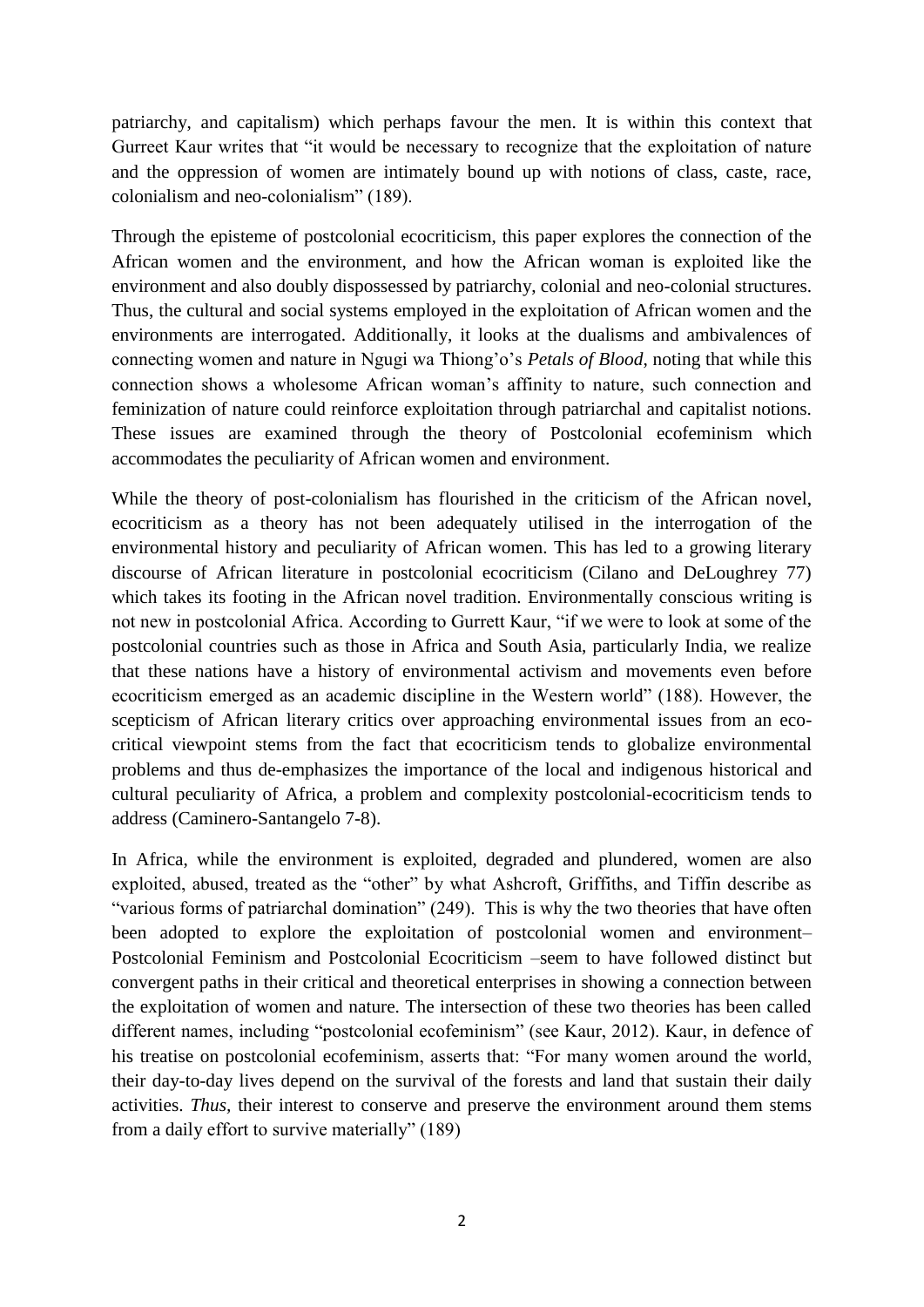patriarchy, and capitalism) which perhaps favour the men. It is within this context that Gurreet Kaur writes that "it would be necessary to recognize that the exploitation of nature and the oppression of women are intimately bound up with notions of class, caste, race, colonialism and neo-colonialism" (189).

Through the episteme of postcolonial ecocriticism, this paper explores the connection of the African women and the environment, and how the African woman is exploited like the environment and also doubly dispossessed by patriarchy, colonial and neo-colonial structures. Thus, the cultural and social systems employed in the exploitation of African women and the environments are interrogated. Additionally, it looks at the dualisms and ambivalences of connecting women and nature in Ngugi wa Thiong'o's *Petals of Blood*, noting that while this connection shows a wholesome African woman's affinity to nature, such connection and feminization of nature could reinforce exploitation through patriarchal and capitalist notions. These issues are examined through the theory of Postcolonial ecofeminism which accommodates the peculiarity of African women and environment.

While the theory of post-colonialism has flourished in the criticism of the African novel, ecocriticism as a theory has not been adequately utilised in the interrogation of the environmental history and peculiarity of African women. This has led to a growing literary discourse of African literature in postcolonial ecocriticism (Cilano and DeLoughrey 77) which takes its footing in the African novel tradition. Environmentally conscious writing is not new in postcolonial Africa. According to Gurrett Kaur, "if we were to look at some of the postcolonial countries such as those in Africa and South Asia, particularly India, we realize that these nations have a history of environmental activism and movements even before ecocriticism emerged as an academic discipline in the Western world" (188). However, the scepticism of African literary critics over approaching environmental issues from an eco-critical viewpoint stems from the fact that ecocriticism tends to globalize environmental problems and thus de-emphasizes the importance of the local and indigenous historical and cultural peculiarity of Africa, a problem and complexity postcolonial-ecocriticism tends to address (Caminero-Santangelo 7-8).

In Africa, while the environment is exploited, degraded and plundered, women are also exploited, abused, treated as the "other" by what Ashcroft, Griffiths, and Tiffin describe as "various forms of patriarchal domination" (249). This is why the two theories that have often been adopted to explore the exploitation of postcolonial women and environment– Postcolonial Feminism and Postcolonial Ecocriticism –seem to have followed distinct but convergent paths in their critical and theoretical enterprises in showing a connection between the exploitation of women and nature. The intersection of these two theories has been called different names, including "postcolonial ecofeminism" (see Kaur, 2012). Kaur, in defence of his treatise on postcolonial ecofeminism, asserts that: "For many women around the world, their day-to-day lives depend on the survival of the forests and land that sustain their daily activities. *Thus*, their interest to conserve and preserve the environment around them stems from a daily effort to survive materially" (189)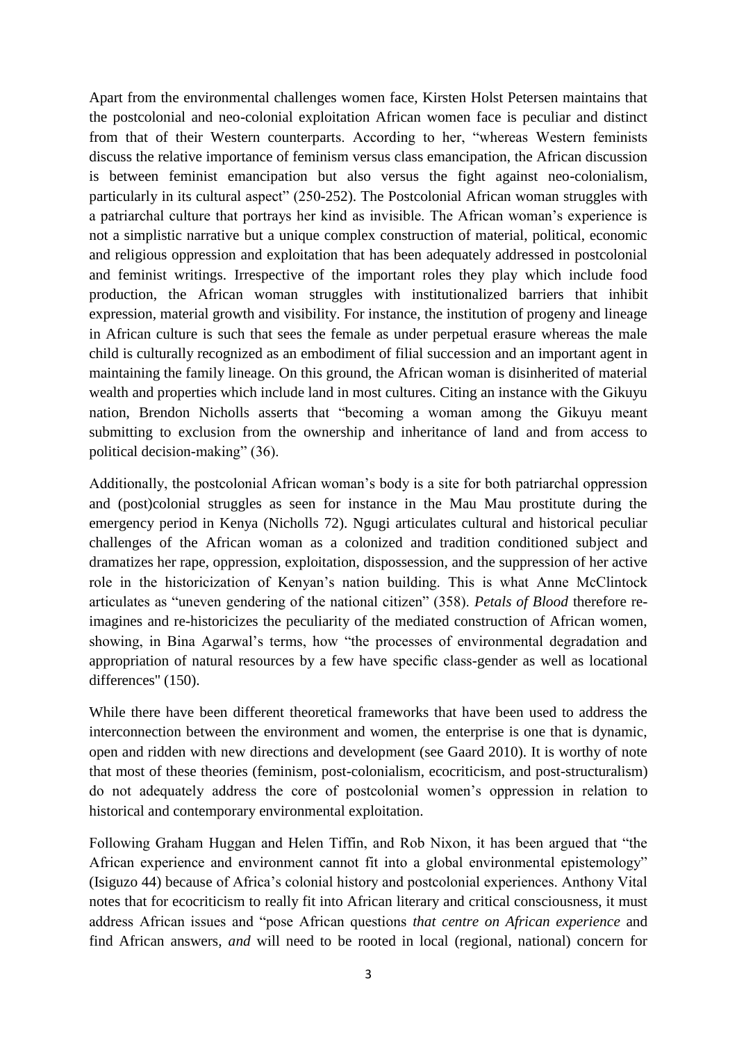Apart from the environmental challenges women face, Kirsten Holst Petersen maintains that the postcolonial and neo-colonial exploitation African women face is peculiar and distinct from that of their Western counterparts. According to her, "whereas Western feminists discuss the relative importance of feminism versus class emancipation, the African discussion is between feminist emancipation but also versus the fight against neo-colonialism, particularly in its cultural aspect" (250-252). The Postcolonial African woman struggles with a patriarchal culture that portrays her kind as invisible. The African woman's experience is not a simplistic narrative but a unique complex construction of material, political, economic and religious oppression and exploitation that has been adequately addressed in postcolonial and feminist writings. Irrespective of the important roles they play which include food production, the African woman struggles with institutionalized barriers that inhibit expression, material growth and visibility. For instance, the institution of progeny and lineage in African culture is such that sees the female as under perpetual erasure whereas the male child is culturally recognized as an embodiment of filial succession and an important agent in maintaining the family lineage. On this ground, the African woman is disinherited of material wealth and properties which include land in most cultures. Citing an instance with the Gikuyu nation, Brendon Nicholls asserts that "becoming a woman among the Gikuyu meant submitting to exclusion from the ownership and inheritance of land and from access to political decision-making" (36).

Additionally, the postcolonial African woman's body is a site for both patriarchal oppression and (post)colonial struggles as seen for instance in the Mau Mau prostitute during the emergency period in Kenya (Nicholls 72). Ngugi articulates cultural and historical peculiar challenges of the African woman as a colonized and tradition conditioned subject and dramatizes her rape, oppression, exploitation, dispossession, and the suppression of her active role in the historicization of Kenyan's nation building. This is what Anne McClintock articulates as "uneven gendering of the national citizen" (358). *Petals of Blood* therefore re-imagines and re-historicizes the peculiarity of the mediated construction of African women, showing, in Bina Agarwal's terms, how "the processes of environmental degradation and appropriation of natural resources by a few have specific class-gender as well as locational differences" (150).

While there have been different theoretical frameworks that have been used to address the interconnection between the environment and women, the enterprise is one that is dynamic, open and ridden with new directions and development (see Gaard 2010). It is worthy of note that most of these theories (feminism, post-colonialism, ecocriticism, and post-structuralism) do not adequately address the core of postcolonial women's oppression in relation to historical and contemporary environmental exploitation.

Following Graham Huggan and Helen Tiffin, and Rob Nixon, it has been argued that "the African experience and environment cannot fit into a global environmental epistemology" (Isiguzo 44) because of Africa's colonial history and postcolonial experiences. Anthony Vital notes that for ecocriticism to really fit into African literary and critical consciousness, it must address African issues and "pose African questions *that centre on African experience* and find African answers, *and* will need to be rooted in local (regional, national) concern for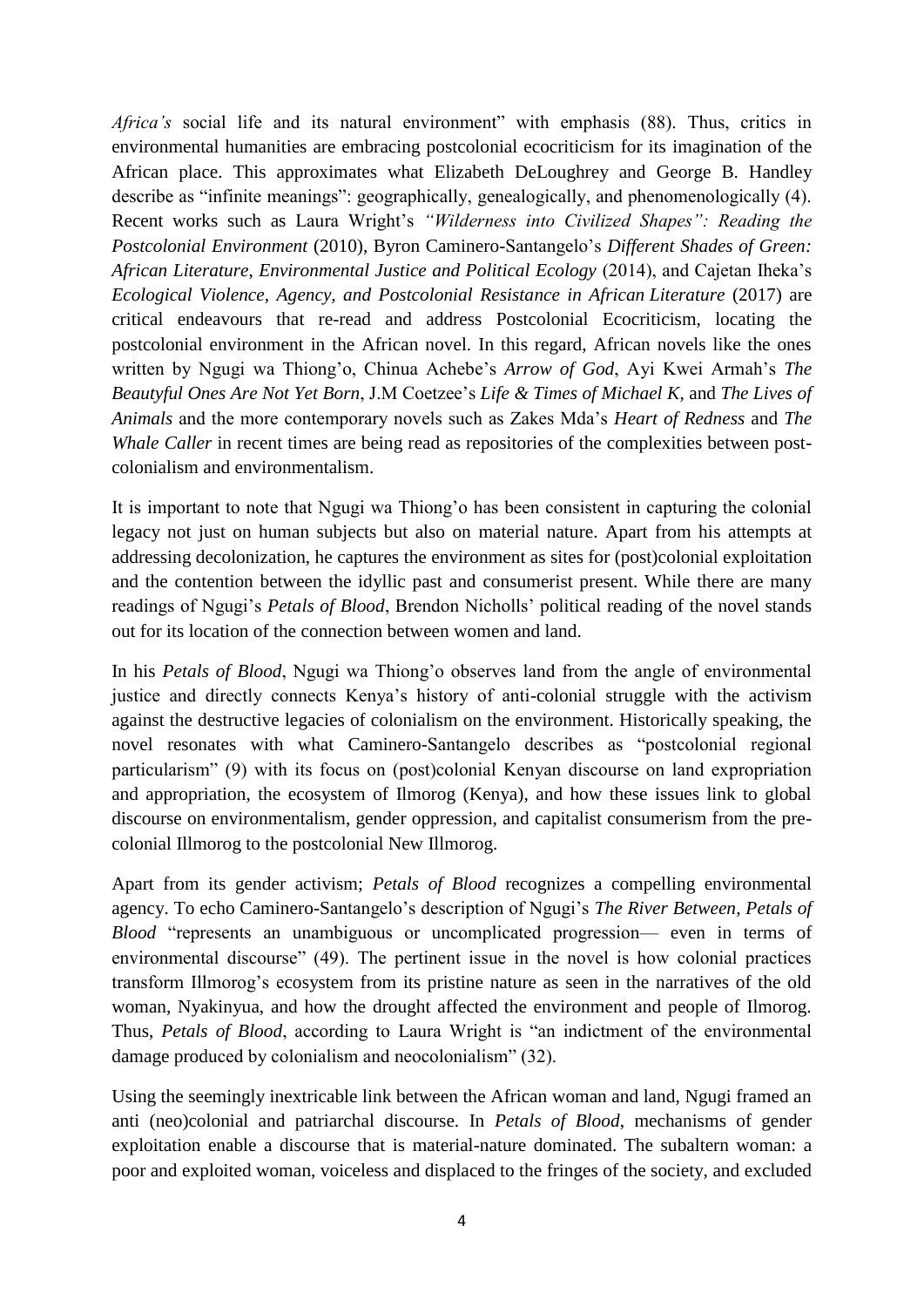*Africa's* social life and its natural environment" with emphasis (88). Thus, critics in environmental humanities are embracing postcolonial ecocriticism for its imagination of the African place. This approximates what Elizabeth DeLoughrey and George B. Handley describe as "infinite meanings": geographically, genealogically, and phenomenologically (4). Recent works such as Laura Wright's *"Wilderness into Civilized Shapes": Reading the Postcolonial Environment* (2010), Byron Caminero-Santangelo's *Different Shades of Green: African Literature, Environmental Justice and Political Ecology* (2014), and Cajetan Iheka's *Ecological Violence, Agency, and Postcolonial Resistance in African Literature* (2017) are critical endeavours that re-read and address Postcolonial Ecocriticism, locating the postcolonial environment in the African novel. In this regard, African novels like the ones written by Ngugi wa Thiong'o, Chinua Achebe's *Arrow of God*, Ayi Kwei Armah's *The Beautyful Ones Are Not Yet Born*, J.M Coetzee's *Life & Times of Michael K*, and *The Lives of Animals* and the more contemporary novels such as Zakes Mda's *Heart of Redness* and *The Whale Caller* in recent times are being read as repositories of the complexities between post-colonialism and environmentalism.

It is important to note that Ngugi wa Thiong'o has been consistent in capturing the colonial legacy not just on human subjects but also on material nature. Apart from his attempts at addressing decolonization, he captures the environment as sites for (post)colonial exploitation and the contention between the idyllic past and consumerist present. While there are many readings of Ngugi's *Petals of Blood*, Brendon Nicholls' political reading of the novel stands out for its location of the connection between women and land.

In his *Petals of Blood*, Ngugi wa Thiong'o observes land from the angle of environmental justice and directly connects Kenya's history of anti-colonial struggle with the activism against the destructive legacies of colonialism on the environment. Historically speaking, the novel resonates with what Caminero-Santangelo describes as "postcolonial regional particularism" (9) with its focus on (post)colonial Kenyan discourse on land expropriation and appropriation, the ecosystem of Ilmorog (Kenya), and how these issues link to global discourse on environmentalism, gender oppression, and capitalist consumerism from the pre-colonial Illmorog to the postcolonial New Illmorog.

Apart from its gender activism; *Petals of Blood* recognizes a compelling environmental agency. To echo Caminero-Santangelo's description of Ngugi's *The River Between*, *Petals of Blood* "represents an unambiguous or uncomplicated progression— even in terms of environmental discourse" (49). The pertinent issue in the novel is how colonial practices transform Illmorog's ecosystem from its pristine nature as seen in the narratives of the old woman, Nyakinyua, and how the drought affected the environment and people of Ilmorog. Thus, *Petals of Blood*, according to Laura Wright is "an indictment of the environmental damage produced by colonialism and neocolonialism" (32).

Using the seemingly inextricable link between the African woman and land, Ngugi framed an anti (neo)colonial and patriarchal discourse. In *Petals of Blood*, mechanisms of gender exploitation enable a discourse that is material-nature dominated. The subaltern woman: a poor and exploited woman, voiceless and displaced to the fringes of the society, and excluded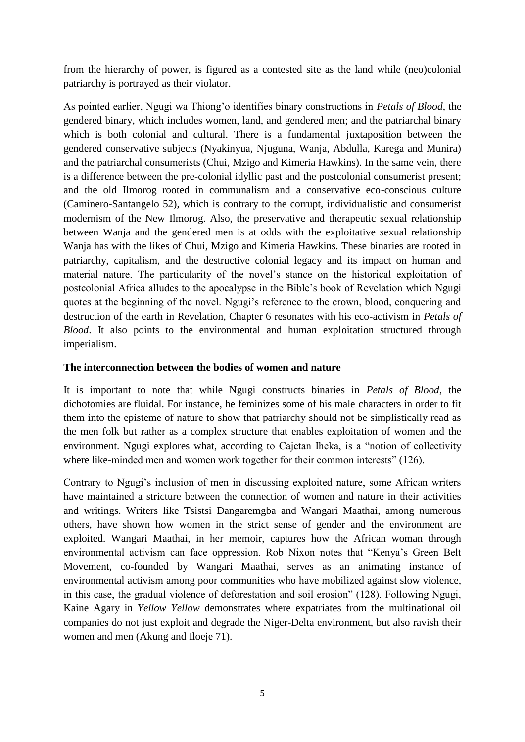from the hierarchy of power, is figured as a contested site as the land while (neo)colonial patriarchy is portrayed as their violator.

As pointed earlier, Ngugi wa Thiong'o identifies binary constructions in *Petals of Blood*, the gendered binary, which includes women, land, and gendered men; and the patriarchal binary which is both colonial and cultural. There is a fundamental juxtaposition between the gendered conservative subjects (Nyakinyua, Njuguna, Wanja, Abdulla, Karega and Munira) and the patriarchal consumerists (Chui, Mzigo and Kimeria Hawkins). In the same vein, there is a difference between the pre-colonial idyllic past and the postcolonial consumerist present; and the old Ilmorog rooted in communalism and a conservative eco-conscious culture (Caminero-Santangelo 52), which is contrary to the corrupt, individualistic and consumerist modernism of the New Ilmorog. Also, the preservative and therapeutic sexual relationship between Wanja and the gendered men is at odds with the exploitative sexual relationship Wanja has with the likes of Chui, Mzigo and Kimeria Hawkins. These binaries are rooted in patriarchy, capitalism, and the destructive colonial legacy and its impact on human and material nature. The particularity of the novel's stance on the historical exploitation of postcolonial Africa alludes to the apocalypse in the Bible's book of Revelation which Ngugi quotes at the beginning of the novel. Ngugi's reference to the crown, blood, conquering and destruction of the earth in Revelation, Chapter 6 resonates with his eco-activism in *Petals of Blood*. It also points to the environmental and human exploitation structured through imperialism.

## The interconnection between the bodies of women and nature

It is important to note that while Ngugi constructs binaries in *Petals of Blood*, the dichotomies are fluidal. For instance, he feminizes some of his male characters in order to fit them into the episteme of nature to show that patriarchy should not be simplistically read as the men folk but rather as a complex structure that enables exploitation of women and the environment. Ngugi explores what, according to Cajetan Iheka, is a "notion of collectivity where like-minded men and women work together for their common interests" (126).

Contrary to Ngugi's inclusion of men in discussing exploited nature, some African writers have maintained a stricture between the connection of women and nature in their activities and writings. Writers like Tsistsi Dangaremgba and Wangari Maathai, among numerous others, have shown how women in the strict sense of gender and the environment are exploited. Wangari Maathai, in her memoir, captures how the African woman through environmental activism can face oppression. Rob Nixon notes that "Kenya's Green Belt Movement, co-founded by Wangari Maathai, serves as an animating instance of environmental activism among poor communities who have mobilized against slow violence, in this case, the gradual violence of deforestation and soil erosion" (128). Following Ngugi, Kaine Agary in *Yellow Yellow* demonstrates where expatriates from the multinational oil companies do not just exploit and degrade the Niger-Delta environment, but also ravish their women and men (Akung and Iloeje 71).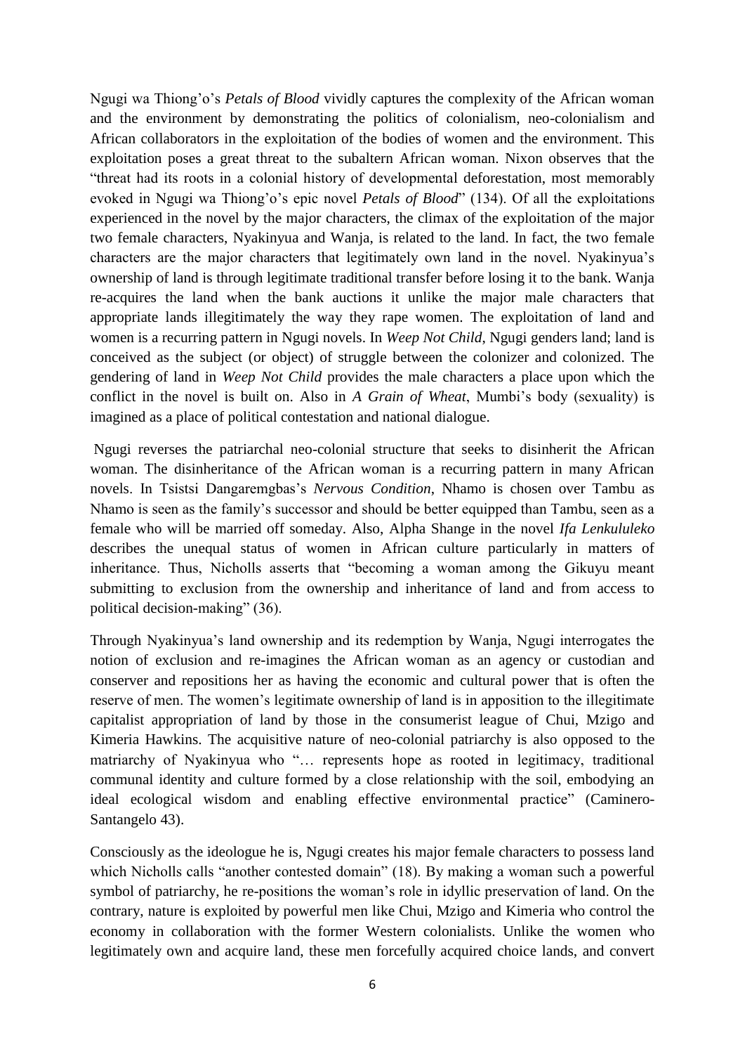Ngugi wa Thiong'o's *Petals of Blood* vividly captures the complexity of the African woman and the environment by demonstrating the politics of colonialism, neo-colonialism and African collaborators in the exploitation of the bodies of women and the environment. This exploitation poses a great threat to the subaltern African woman. Nixon observes that the "threat had its roots in a colonial history of developmental deforestation, most memorably evoked in Ngugi wa Thiong'o's epic novel *Petals of Blood*" (134). Of all the exploitations experienced in the novel by the major characters, the climax of the exploitation of the major two female characters, Nyakinyua and Wanja, is related to the land. In fact, the two female characters are the major characters that legitimately own land in the novel. Nyakinyua's ownership of land is through legitimate traditional transfer before losing it to the bank. Wanja re-acquires the land when the bank auctions it unlike the major male characters that appropriate lands illegitimately the way they rape women. The exploitation of land and women is a recurring pattern in Ngugi novels. In *Weep Not Child*, Ngugi genders land; land is conceived as the subject (or object) of struggle between the colonizer and colonized. The gendering of land in *Weep Not Child* provides the male characters a place upon which the conflict in the novel is built on. Also in *A Grain of Wheat*, Mumbi's body (sexuality) is imagined as a place of political contestation and national dialogue.

Ngugi reverses the patriarchal neo-colonial structure that seeks to disinherit the African woman. The disinheritance of the African woman is a recurring pattern in many African novels. In Tsistsi Dangaremgbas's *Nervous Condition*, Nhamo is chosen over Tambu as Nhamo is seen as the family's successor and should be better equipped than Tambu, seen as a female who will be married off someday. Also, Alpha Shange in the novel *Ifa Lenkululeko* describes the unequal status of women in African culture particularly in matters of inheritance. Thus, Nicholls asserts that "becoming a woman among the Gikuyu meant submitting to exclusion from the ownership and inheritance of land and from access to political decision-making" (36).

Through Nyakinyua's land ownership and its redemption by Wanja, Ngugi interrogates the notion of exclusion and re-imagines the African woman as an agency or custodian and conserver and repositions her as having the economic and cultural power that is often the reserve of men. The women's legitimate ownership of land is in apposition to the illegitimate capitalist appropriation of land by those in the consumerist league of Chui, Mzigo and Kimeria Hawkins. The acquisitive nature of neo-colonial patriarchy is also opposed to the matriarchy of Nyakinyua who "… represents hope as rooted in legitimacy, traditional communal identity and culture formed by a close relationship with the soil, embodying an ideal ecological wisdom and enabling effective environmental practice" (Caminero-Santangelo 43).

Consciously as the ideologue he is, Ngugi creates his major female characters to possess land which Nicholls calls "another contested domain" (18). By making a woman such a powerful symbol of patriarchy, he re-positions the woman's role in idyllic preservation of land. On the contrary, nature is exploited by powerful men like Chui, Mzigo and Kimeria who control the economy in collaboration with the former Western colonialists. Unlike the women who legitimately own and acquire land, these men forcefully acquired choice lands, and convert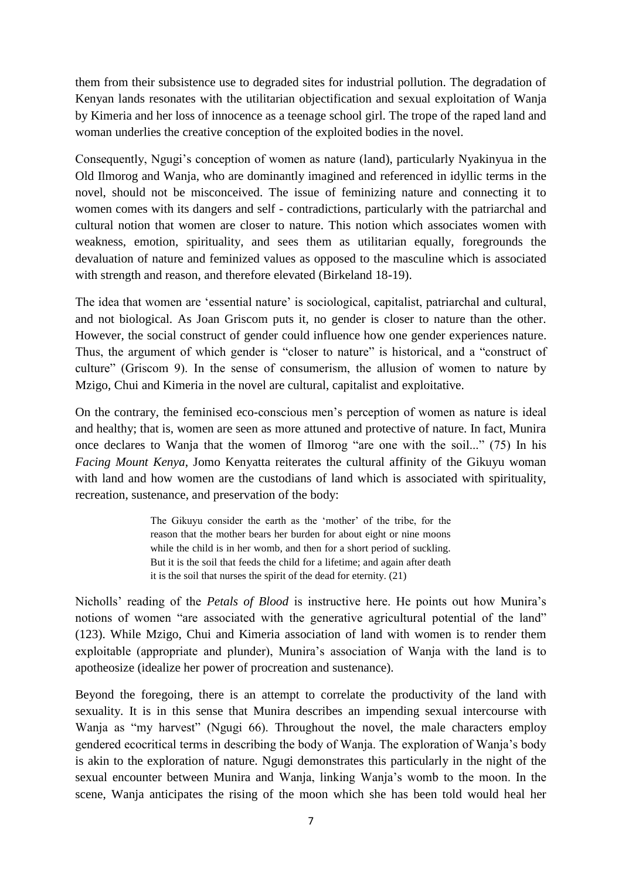them from their subsistence use to degraded sites for industrial pollution. The degradation of Kenyan lands resonates with the utilitarian objectification and sexual exploitation of Wanja by Kimeria and her loss of innocence as a teenage school girl. The trope of the raped land and woman underlies the creative conception of the exploited bodies in the novel.

Consequently, Ngugi's conception of women as nature (land), particularly Nyakinyua in the Old Ilmorog and Wanja, who are dominantly imagined and referenced in idyllic terms in the novel, should not be misconceived. The issue of feminizing nature and connecting it to women comes with its dangers and self - contradictions, particularly with the patriarchal and cultural notion that women are closer to nature. This notion which associates women with weakness, emotion, spirituality, and sees them as utilitarian equally, foregrounds the devaluation of nature and feminized values as opposed to the masculine which is associated with strength and reason, and therefore elevated (Birkeland 18-19).

The idea that women are 'essential nature' is sociological, capitalist, patriarchal and cultural, and not biological. As Joan Griscom puts it, no gender is closer to nature than the other. However, the social construct of gender could influence how one gender experiences nature. Thus, the argument of which gender is "closer to nature" is historical, and a "construct of culture" (Griscom 9). In the sense of consumerism, the allusion of women to nature by Mzigo, Chui and Kimeria in the novel are cultural, capitalist and exploitative.

On the contrary, the feminised eco-conscious men's perception of women as nature is ideal and healthy; that is, women are seen as more attuned and protective of nature. In fact, Munira once declares to Wanja that the women of Ilmorog "are one with the soil..." (75) In his *Facing Mount Kenya*, Jomo Kenyatta reiterates the cultural affinity of the Gikuyu woman with land and how women are the custodians of land which is associated with spirituality, recreation, sustenance, and preservation of the body:

> The Gikuyu consider the earth as the 'mother' of the tribe, for the reason that the mother bears her burden for about eight or nine moons while the child is in her womb, and then for a short period of suckling. But it is the soil that feeds the child for a lifetime; and again after death it is the soil that nurses the spirit of the dead for eternity. (21)

Nicholls' reading of the *Petals of Blood* is instructive here. He points out how Munira's notions of women "are associated with the generative agricultural potential of the land" (123). While Mzigo, Chui and Kimeria association of land with women is to render them exploitable (appropriate and plunder), Munira's association of Wanja with the land is to apotheosize (idealize her power of procreation and sustenance).

Beyond the foregoing, there is an attempt to correlate the productivity of the land with sexuality. It is in this sense that Munira describes an impending sexual intercourse with Wanja as "my harvest" (Ngugi 66). Throughout the novel, the male characters employ gendered ecocritical terms in describing the body of Wanja. The exploration of Wanja's body is akin to the exploration of nature. Ngugi demonstrates this particularly in the night of the sexual encounter between Munira and Wanja, linking Wanja's womb to the moon. In the scene, Wanja anticipates the rising of the moon which she has been told would heal her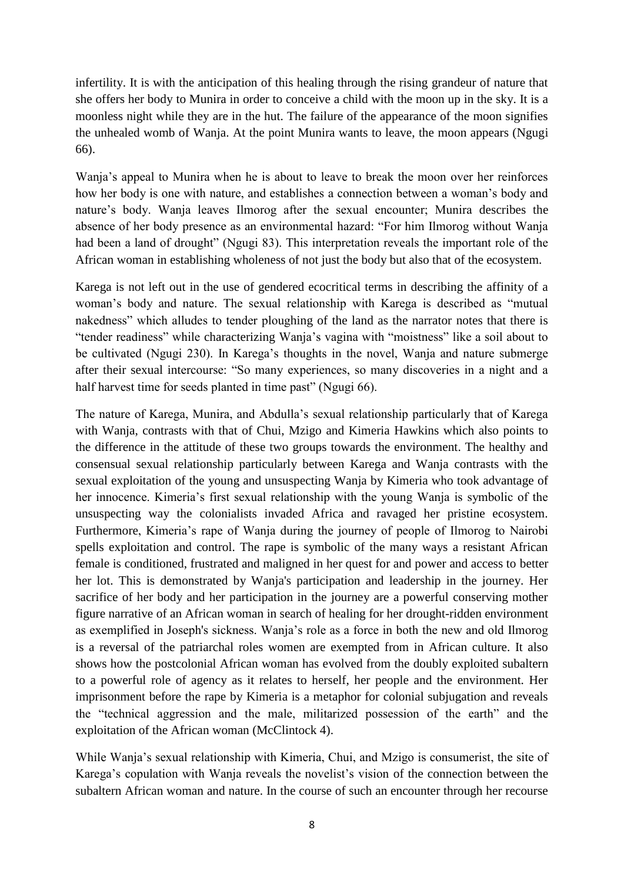infertility. It is with the anticipation of this healing through the rising grandeur of nature that she offers her body to Munira in order to conceive a child with the moon up in the sky. It is a moonless night while they are in the hut. The failure of the appearance of the moon signifies the unhealed womb of Wanja. At the point Munira wants to leave, the moon appears (Ngugi 66).

Wanja's appeal to Munira when he is about to leave to break the moon over her reinforces how her body is one with nature, and establishes a connection between a woman's body and nature's body. Wanja leaves Ilmorog after the sexual encounter; Munira describes the absence of her body presence as an environmental hazard: "For him Ilmorog without Wanja had been a land of drought" (Ngugi 83). This interpretation reveals the important role of the African woman in establishing wholeness of not just the body but also that of the ecosystem.

Karega is not left out in the use of gendered ecocritical terms in describing the affinity of a woman's body and nature. The sexual relationship with Karega is described as "mutual nakedness" which alludes to tender ploughing of the land as the narrator notes that there is "tender readiness" while characterizing Wanja's vagina with "moistness" like a soil about to be cultivated (Ngugi 230). In Karega's thoughts in the novel, Wanja and nature submerge after their sexual intercourse: "So many experiences, so many discoveries in a night and a half harvest time for seeds planted in time past" (Ngugi 66).

The nature of Karega, Munira, and Abdulla's sexual relationship particularly that of Karega with Wanja, contrasts with that of Chui, Mzigo and Kimeria Hawkins which also points to the difference in the attitude of these two groups towards the environment. The healthy and consensual sexual relationship particularly between Karega and Wanja contrasts with the sexual exploitation of the young and unsuspecting Wanja by Kimeria who took advantage of her innocence. Kimeria's first sexual relationship with the young Wanja is symbolic of the unsuspecting way the colonialists invaded Africa and ravaged her pristine ecosystem. Furthermore, Kimeria's rape of Wanja during the journey of people of Ilmorog to Nairobi spells exploitation and control. The rape is symbolic of the many ways a resistant African female is conditioned, frustrated and maligned in her quest for and power and access to better her lot. This is demonstrated by Wanja's participation and leadership in the journey. Her sacrifice of her body and her participation in the journey are a powerful conserving mother figure narrative of an African woman in search of healing for her drought-ridden environment as exemplified in Joseph's sickness. Wanja's role as a force in both the new and old Ilmorog is a reversal of the patriarchal roles women are exempted from in African culture. It also shows how the postcolonial African woman has evolved from the doubly exploited subaltern to a powerful role of agency as it relates to herself, her people and the environment. Her imprisonment before the rape by Kimeria is a metaphor for colonial subjugation and reveals the "technical aggression and the male, militarized possession of the earth" and the exploitation of the African woman (McClintock 4).

While Wanja's sexual relationship with Kimeria, Chui, and Mzigo is consumerist, the site of Karega's copulation with Wanja reveals the novelist's vision of the connection between the subaltern African woman and nature. In the course of such an encounter through her recourse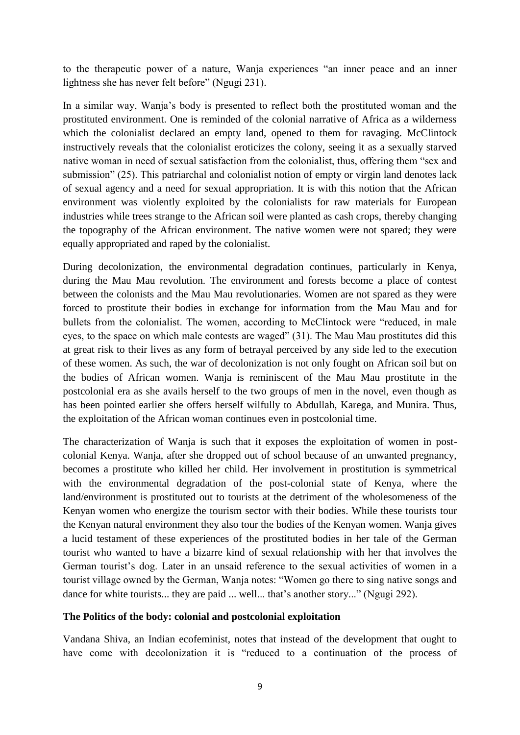to the therapeutic power of a nature, Wanja experiences "an inner peace and an inner lightness she has never felt before" (Ngugi 231).

In a similar way, Wanja's body is presented to reflect both the prostituted woman and the prostituted environment. One is reminded of the colonial narrative of Africa as a wilderness which the colonialist declared an empty land, opened to them for ravaging. McClintock instructively reveals that the colonialist eroticizes the colony, seeing it as a sexually starved native woman in need of sexual satisfaction from the colonialist, thus, offering them "sex and submission" (25). This patriarchal and colonialist notion of empty or virgin land denotes lack of sexual agency and a need for sexual appropriation. It is with this notion that the African environment was violently exploited by the colonialists for raw materials for European industries while trees strange to the African soil were planted as cash crops, thereby changing the topography of the African environment. The native women were not spared; they were equally appropriated and raped by the colonialist.

During decolonization, the environmental degradation continues, particularly in Kenya, during the Mau Mau revolution. The environment and forests become a place of contest between the colonists and the Mau Mau revolutionaries. Women are not spared as they were forced to prostitute their bodies in exchange for information from the Mau Mau and for bullets from the colonialist. The women, according to McClintock were "reduced, in male eyes, to the space on which male contests are waged" (31). The Mau Mau prostitutes did this at great risk to their lives as any form of betrayal perceived by any side led to the execution of these women. As such, the war of decolonization is not only fought on African soil but on the bodies of African women. Wanja is reminiscent of the Mau Mau prostitute in the postcolonial era as she avails herself to the two groups of men in the novel, even though as has been pointed earlier she offers herself wilfully to Abdullah, Karega, and Munira. Thus, the exploitation of the African woman continues even in postcolonial time.

The characterization of Wanja is such that it exposes the exploitation of women in post-colonial Kenya. Wanja, after she dropped out of school because of an unwanted pregnancy, becomes a prostitute who killed her child. Her involvement in prostitution is symmetrical with the environmental degradation of the post-colonial state of Kenya, where the land/environment is prostituted out to tourists at the detriment of the wholesomeness of the Kenyan women who energize the tourism sector with their bodies. While these tourists tour the Kenyan natural environment they also tour the bodies of the Kenyan women. Wanja gives a lucid testament of these experiences of the prostituted bodies in her tale of the German tourist who wanted to have a bizarre kind of sexual relationship with her that involves the German tourist's dog. Later in an unsaid reference to the sexual activities of women in a tourist village owned by the German, Wanja notes: "Women go there to sing native songs and dance for white tourists... they are paid ... well... that's another story..." (Ngugi 292).

### The Politics of the body: colonial and postcolonial exploitation

Vandana Shiva, an Indian ecofeminist, notes that instead of the development that ought to have come with decolonization it is "reduced to a continuation of the process of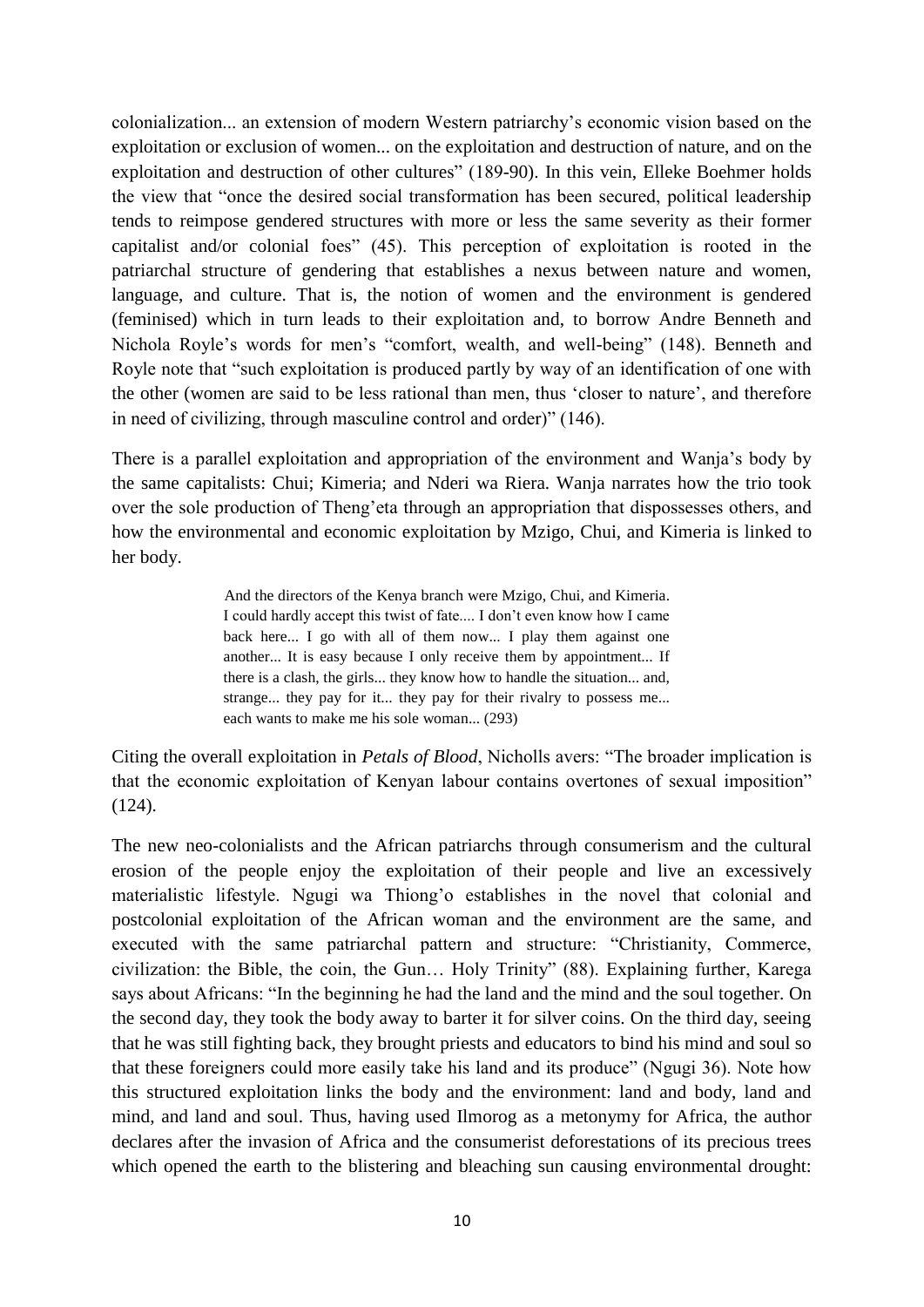colonialization... an extension of modern Western patriarchy's economic vision based on the exploitation or exclusion of women... on the exploitation and destruction of nature, and on the exploitation and destruction of other cultures" (189-90). In this vein, Elleke Boehmer holds the view that "once the desired social transformation has been secured, political leadership tends to reimpose gendered structures with more or less the same severity as their former capitalist and/or colonial foes" (45). This perception of exploitation is rooted in the patriarchal structure of gendering that establishes a nexus between nature and women, language, and culture. That is, the notion of women and the environment is gendered (feminised) which in turn leads to their exploitation and, to borrow Andre Benneth and Nichola Royle's words for men's "comfort, wealth, and well-being" (148). Benneth and Royle note that "such exploitation is produced partly by way of an identification of one with the other (women are said to be less rational than men, thus 'closer to nature', and therefore in need of civilizing, through masculine control and order)" (146).

There is a parallel exploitation and appropriation of the environment and Wanja's body by the same capitalists: Chui; Kimeria; and Nderi wa Riera. Wanja narrates how the trio took over the sole production of Theng'eta through an appropriation that dispossesses others, and how the environmental and economic exploitation by Mzigo, Chui, and Kimeria is linked to her body.

> And the directors of the Kenya branch were Mzigo, Chui, and Kimeria. I could hardly accept this twist of fate.... I don't even know how I came back here... I go with all of them now... I play them against one another... It is easy because I only receive them by appointment... If there is a clash, the girls... they know how to handle the situation... and, strange... they pay for it... they pay for their rivalry to possess me... each wants to make me his sole woman... (293)

Citing the overall exploitation in *Petals of Blood*, Nicholls avers: "The broader implication is that the economic exploitation of Kenyan labour contains overtones of sexual imposition" (124).

The new neo-colonialists and the African patriarchs through consumerism and the cultural erosion of the people enjoy the exploitation of their people and live an excessively materialistic lifestyle. Ngugi wa Thiong'o establishes in the novel that colonial and postcolonial exploitation of the African woman and the environment are the same, and executed with the same patriarchal pattern and structure: "Christianity, Commerce, civilization: the Bible, the coin, the Gun… Holy Trinity" (88). Explaining further, Karega says about Africans: "In the beginning he had the land and the mind and the soul together. On the second day, they took the body away to barter it for silver coins. On the third day, seeing that he was still fighting back, they brought priests and educators to bind his mind and soul so that these foreigners could more easily take his land and its produce" (Ngugi 36). Note how this structured exploitation links the body and the environment: land and body, land and mind, and land and soul. Thus, having used Ilmorog as a metonymy for Africa, the author declares after the invasion of Africa and the consumerist deforestations of its precious trees which opened the earth to the blistering and bleaching sun causing environmental drought: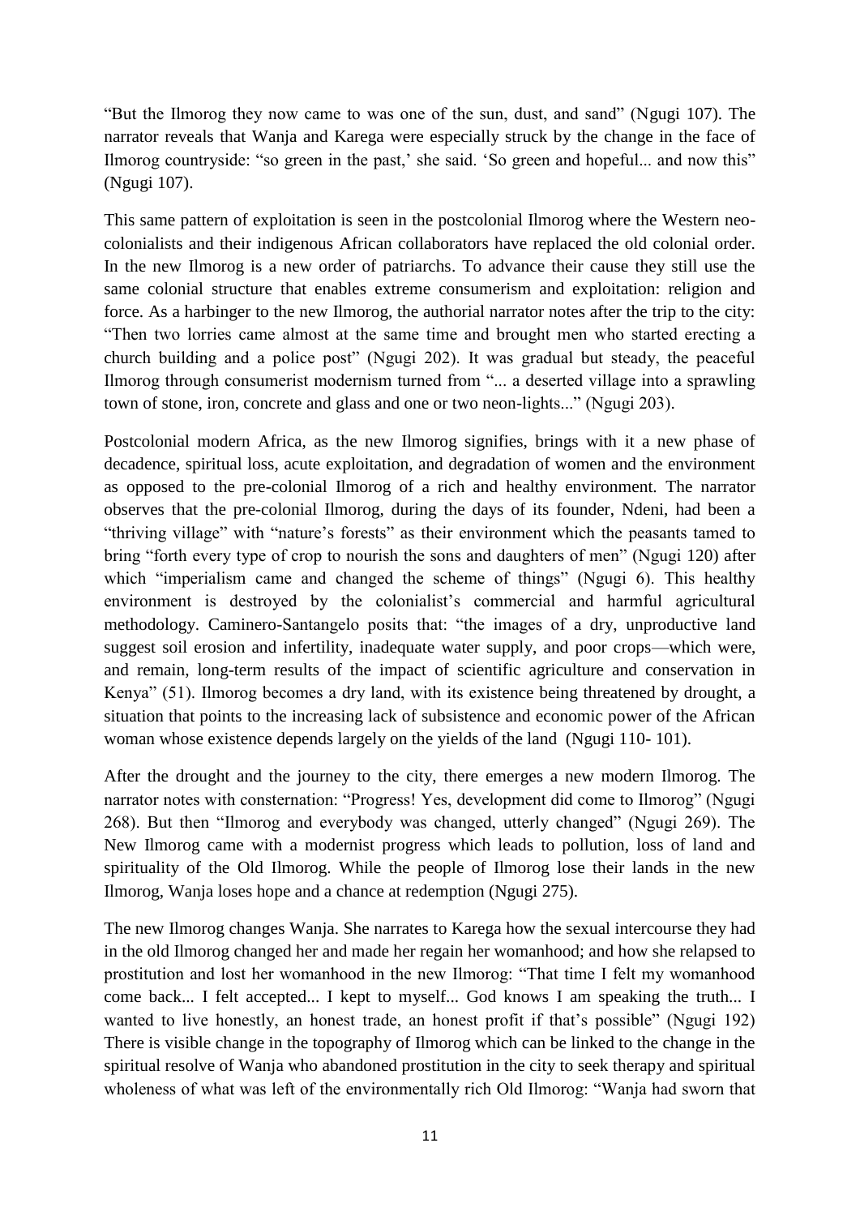"But the Ilmorog they now came to was one of the sun, dust, and sand" (Ngugi 107). The narrator reveals that Wanja and Karega were especially struck by the change in the face of Ilmorog countryside: "so green in the past,' she said. 'So green and hopeful... and now this" (Ngugi 107).

This same pattern of exploitation is seen in the postcolonial Ilmorog where the Western neo-colonialists and their indigenous African collaborators have replaced the old colonial order. In the new Ilmorog is a new order of patriarchs. To advance their cause they still use the same colonial structure that enables extreme consumerism and exploitation: religion and force. As a harbinger to the new Ilmorog, the authorial narrator notes after the trip to the city: "Then two lorries came almost at the same time and brought men who started erecting a church building and a police post" (Ngugi 202). It was gradual but steady, the peaceful Ilmorog through consumerist modernism turned from "... a deserted village into a sprawling town of stone, iron, concrete and glass and one or two neon-lights..." (Ngugi 203).

Postcolonial modern Africa, as the new Ilmorog signifies, brings with it a new phase of decadence, spiritual loss, acute exploitation, and degradation of women and the environment as opposed to the pre-colonial Ilmorog of a rich and healthy environment. The narrator observes that the pre-colonial Ilmorog, during the days of its founder, Ndeni, had been a "thriving village" with "nature's forests" as their environment which the peasants tamed to bring "forth every type of crop to nourish the sons and daughters of men" (Ngugi 120) after which "imperialism came and changed the scheme of things" (Ngugi 6). This healthy environment is destroyed by the colonialist's commercial and harmful agricultural methodology. Caminero-Santangelo posits that: "the images of a dry, unproductive land suggest soil erosion and infertility, inadequate water supply, and poor crops—which were, and remain, long-term results of the impact of scientific agriculture and conservation in Kenya" (51). Ilmorog becomes a dry land, with its existence being threatened by drought, a situation that points to the increasing lack of subsistence and economic power of the African woman whose existence depends largely on the yields of the land (Ngugi 110- 101).

After the drought and the journey to the city, there emerges a new modern Ilmorog. The narrator notes with consternation: "Progress! Yes, development did come to Ilmorog" (Ngugi 268). But then "Ilmorog and everybody was changed, utterly changed" (Ngugi 269). The New Ilmorog came with a modernist progress which leads to pollution, loss of land and spirituality of the Old Ilmorog. While the people of Ilmorog lose their lands in the new Ilmorog, Wanja loses hope and a chance at redemption (Ngugi 275).

The new Ilmorog changes Wanja. She narrates to Karega how the sexual intercourse they had in the old Ilmorog changed her and made her regain her womanhood; and how she relapsed to prostitution and lost her womanhood in the new Ilmorog: "That time I felt my womanhood come back... I felt accepted... I kept to myself... God knows I am speaking the truth... I wanted to live honestly, an honest trade, an honest profit if that's possible" (Ngugi 192) There is visible change in the topography of Ilmorog which can be linked to the change in the spiritual resolve of Wanja who abandoned prostitution in the city to seek therapy and spiritual wholeness of what was left of the environmentally rich Old Ilmorog: "Wanja had sworn that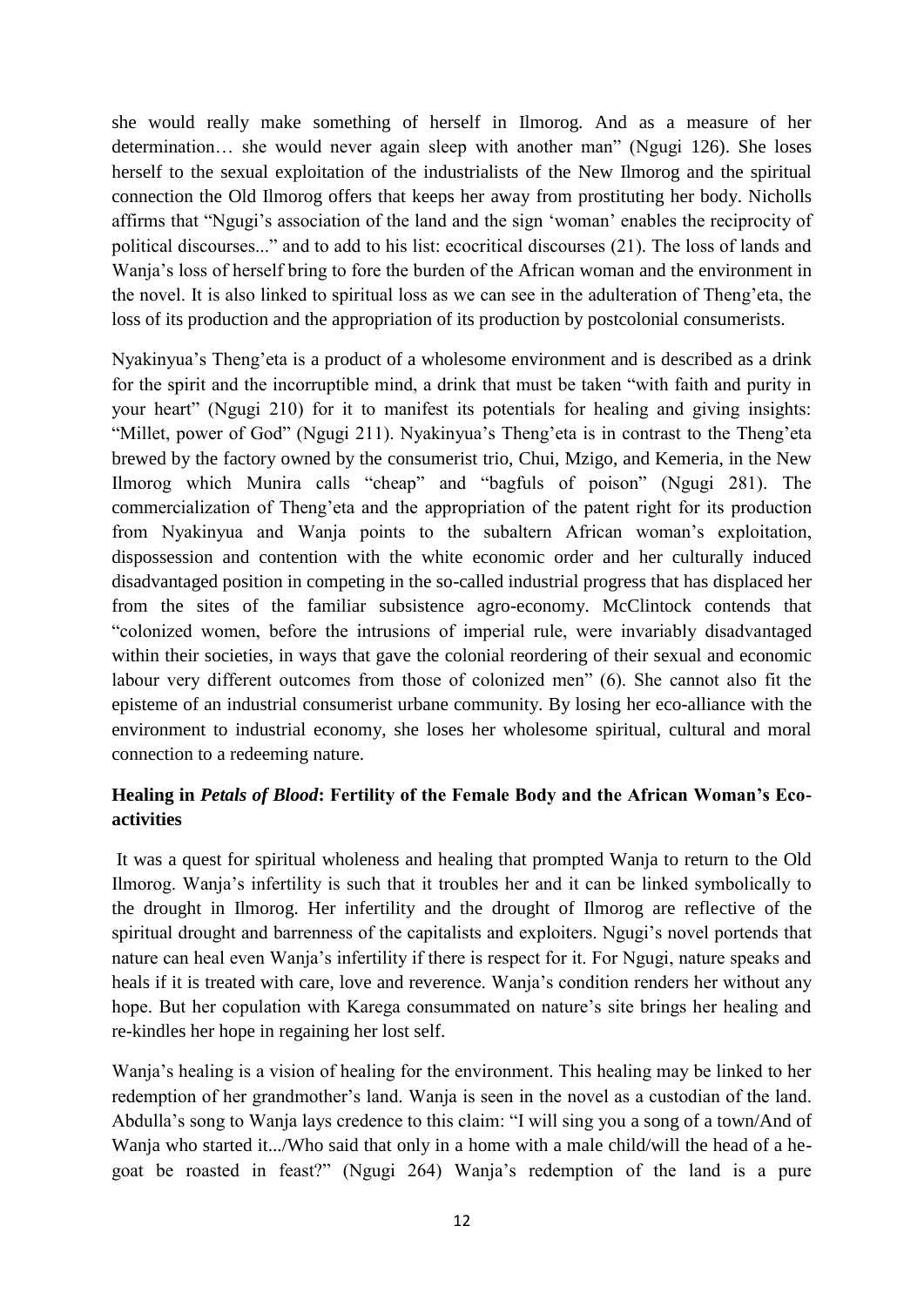she would really make something of herself in Ilmorog. And as a measure of her determination… she would never again sleep with another man" (Ngugi 126). She loses herself to the sexual exploitation of the industrialists of the New Ilmorog and the spiritual connection the Old Ilmorog offers that keeps her away from prostituting her body. Nicholls affirms that "Ngugi's association of the land and the sign 'woman' enables the reciprocity of political discourses..." and to add to his list: ecocritical discourses (21). The loss of lands and Wanja's loss of herself bring to fore the burden of the African woman and the environment in the novel. It is also linked to spiritual loss as we can see in the adulteration of Theng'eta, the loss of its production and the appropriation of its production by postcolonial consumerists.

Nyakinyua's Theng'eta is a product of a wholesome environment and is described as a drink for the spirit and the incorruptible mind, a drink that must be taken "with faith and purity in your heart" (Ngugi 210) for it to manifest its potentials for healing and giving insights: "Millet, power of God" (Ngugi 211). Nyakinyua's Theng'eta is in contrast to the Theng'eta brewed by the factory owned by the consumerist trio, Chui, Mzigo, and Kemeria, in the New Ilmorog which Munira calls "cheap" and "bagfuls of poison" (Ngugi 281). The commercialization of Theng'eta and the appropriation of the patent right for its production from Nyakinyua and Wanja points to the subaltern African woman's exploitation, dispossession and contention with the white economic order and her culturally induced disadvantaged position in competing in the so-called industrial progress that has displaced her from the sites of the familiar subsistence agro-economy. McClintock contends that "colonized women, before the intrusions of imperial rule, were invariably disadvantaged within their societies, in ways that gave the colonial reordering of their sexual and economic labour very different outcomes from those of colonized men" (6). She cannot also fit the episteme of an industrial consumerist urbane community. By losing her eco-alliance with the environment to industrial economy, she loses her wholesome spiritual, cultural and moral connection to a redeeming nature.

### Healing in *Petals of Blood*: Fertility of the Female Body and the African Woman's Eco-activities

It was a quest for spiritual wholeness and healing that prompted Wanja to return to the Old Ilmorog. Wanja's infertility is such that it troubles her and it can be linked symbolically to the drought in Ilmorog. Her infertility and the drought of Ilmorog are reflective of the spiritual drought and barrenness of the capitalists and exploiters. Ngugi's novel portends that nature can heal even Wanja's infertility if there is respect for it. For Ngugi, nature speaks and heals if it is treated with care, love and reverence. Wanja's condition renders her without any hope. But her copulation with Karega consummated on nature's site brings her healing and re-kindles her hope in regaining her lost self.

Wanja's healing is a vision of healing for the environment. This healing may be linked to her redemption of her grandmother's land. Wanja is seen in the novel as a custodian of the land. Abdulla's song to Wanja lays credence to this claim: "I will sing you a song of a town/And of Wanja who started it.../Who said that only in a home with a male child/will the head of a he-goat be roasted in feast?" (Ngugi 264) Wanja's redemption of the land is a pure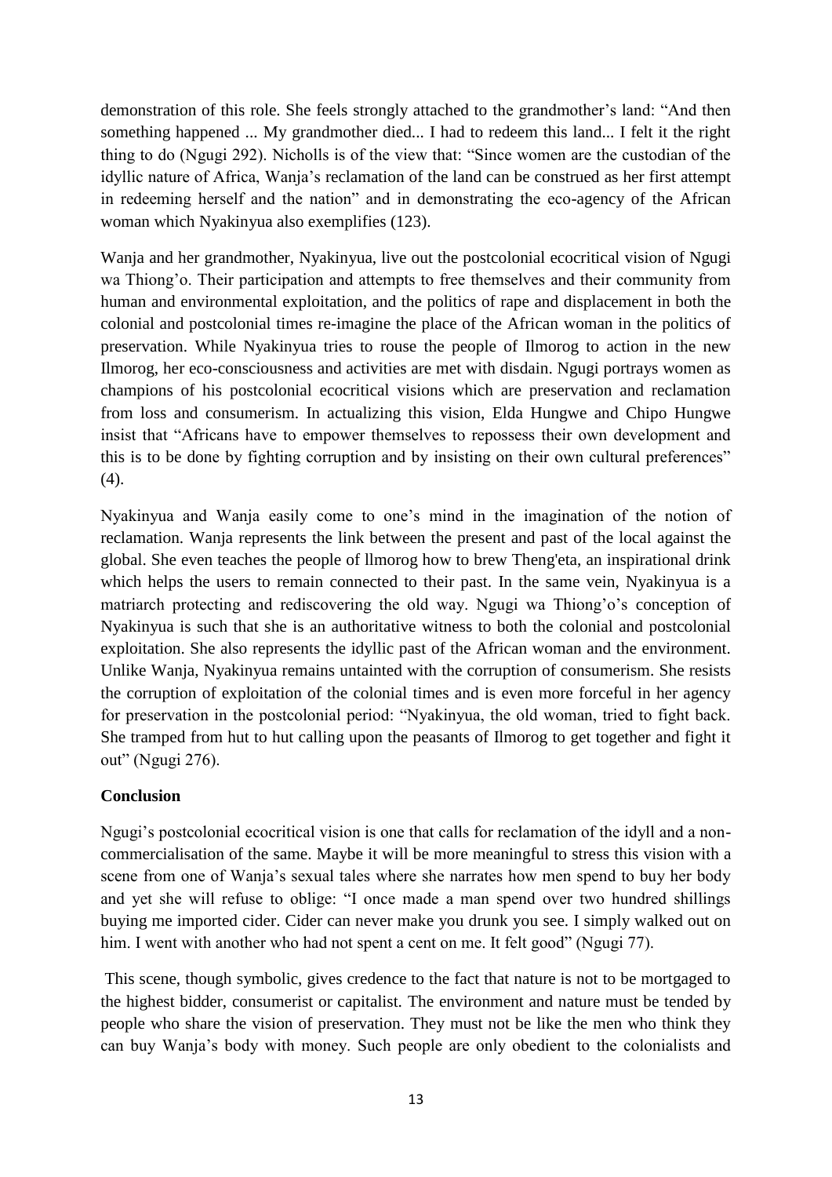demonstration of this role. She feels strongly attached to the grandmother's land: "And then something happened ... My grandmother died... I had to redeem this land... I felt it the right thing to do (Ngugi 292). Nicholls is of the view that: "Since women are the custodian of the idyllic nature of Africa, Wanja's reclamation of the land can be construed as her first attempt in redeeming herself and the nation" and in demonstrating the eco-agency of the African woman which Nyakinyua also exemplifies (123).

Wanja and her grandmother, Nyakinyua, live out the postcolonial ecocritical vision of Ngugi wa Thiong'o. Their participation and attempts to free themselves and their community from human and environmental exploitation, and the politics of rape and displacement in both the colonial and postcolonial times re-imagine the place of the African woman in the politics of preservation. While Nyakinyua tries to rouse the people of Ilmorog to action in the new Ilmorog, her eco-consciousness and activities are met with disdain. Ngugi portrays women as champions of his postcolonial ecocritical visions which are preservation and reclamation from loss and consumerism. In actualizing this vision, Elda Hungwe and Chipo Hungwe insist that "Africans have to empower themselves to repossess their own development and this is to be done by fighting corruption and by insisting on their own cultural preferences" (4).

Nyakinyua and Wanja easily come to one's mind in the imagination of the notion of reclamation. Wanja represents the link between the present and past of the local against the global. She even teaches the people of llmorog how to brew Theng'eta, an inspirational drink which helps the users to remain connected to their past. In the same vein, Nyakinyua is a matriarch protecting and rediscovering the old way. Ngugi wa Thiong'o's conception of Nyakinyua is such that she is an authoritative witness to both the colonial and postcolonial exploitation. She also represents the idyllic past of the African woman and the environment. Unlike Wanja, Nyakinyua remains untainted with the corruption of consumerism. She resists the corruption of exploitation of the colonial times and is even more forceful in her agency for preservation in the postcolonial period: "Nyakinyua, the old woman, tried to fight back. She tramped from hut to hut calling upon the peasants of Ilmorog to get together and fight it out" (Ngugi 276).

**Conclusion**

Ngugi's postcolonial ecocritical vision is one that calls for reclamation of the idyll and a non-commercialisation of the same. Maybe it will be more meaningful to stress this vision with a scene from one of Wanja's sexual tales where she narrates how men spend to buy her body and yet she will refuse to oblige: "I once made a man spend over two hundred shillings buying me imported cider. Cider can never make you drunk you see. I simply walked out on him. I went with another who had not spent a cent on me. It felt good" (Ngugi 77).

This scene, though symbolic, gives credence to the fact that nature is not to be mortgaged to the highest bidder, consumerist or capitalist. The environment and nature must be tended by people who share the vision of preservation. They must not be like the men who think they can buy Wanja's body with money. Such people are only obedient to the colonialists and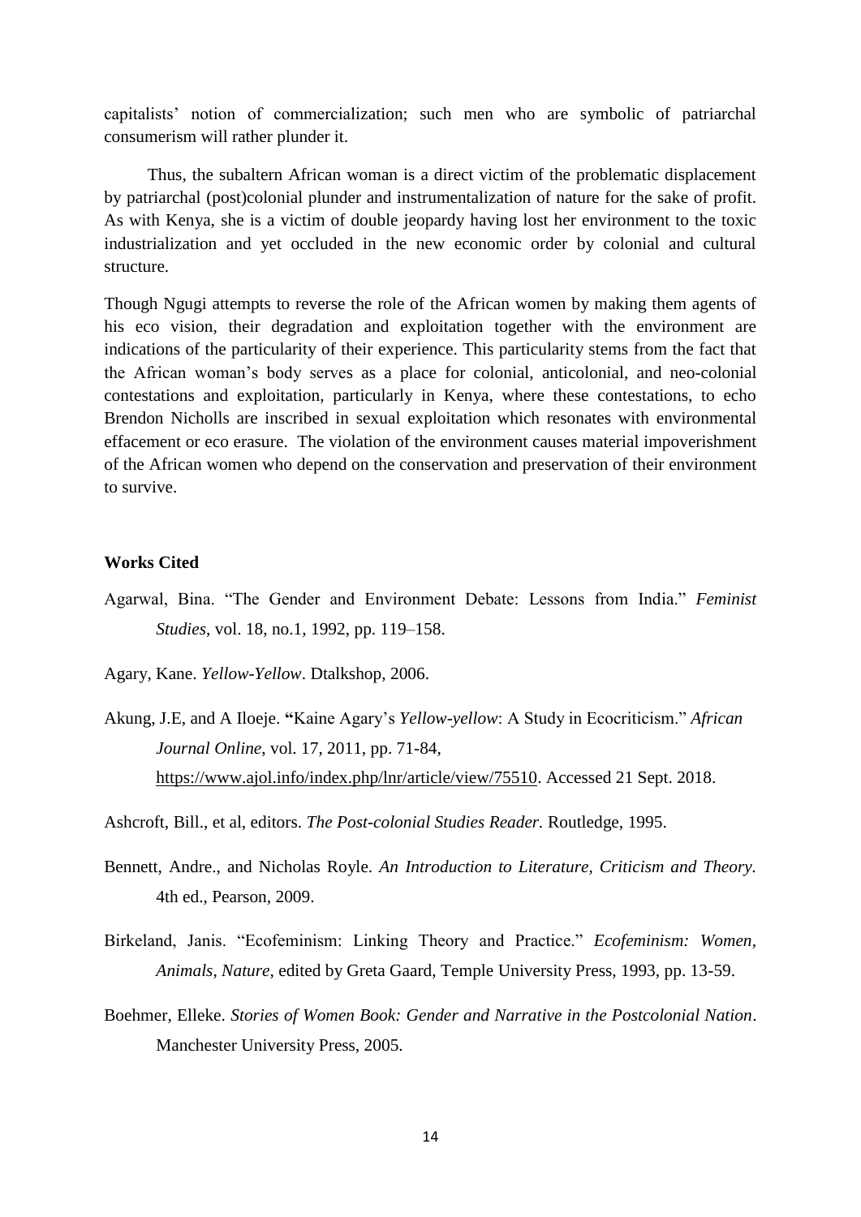capitalists' notion of commercialization; such men who are symbolic of patriarchal consumerism will rather plunder it.

Thus, the subaltern African woman is a direct victim of the problematic displacement by patriarchal (post)colonial plunder and instrumentalization of nature for the sake of profit. As with Kenya, she is a victim of double jeopardy having lost her environment to the toxic industrialization and yet occluded in the new economic order by colonial and cultural structure.

Though Ngugi attempts to reverse the role of the African women by making them agents of his eco vision, their degradation and exploitation together with the environment are indications of the particularity of their experience. This particularity stems from the fact that the African woman's body serves as a place for colonial, anticolonial, and neo-colonial contestations and exploitation, particularly in Kenya, where these contestations, to echo Brendon Nicholls are inscribed in sexual exploitation which resonates with environmental effacement or eco erasure. The violation of the environment causes material impoverishment of the African women who depend on the conservation and preservation of their environment to survive.

**Works Cited**

Agarwal, Bina. "The Gender and Environment Debate: Lessons from India." *Feminist Studies*, vol. 18, no.1, 1992, pp. 119–158.

Agary, Kane. *Yellow-Yellow*. Dtalkshop, 2006.

Akung, J.E, and A Iloeje. "Kaine Agary's *Yellow-yellow*: A Study in Ecocriticism." *African Journal Online*, vol. 17, 2011, pp. 71-84, https://www.ajol.info/index.php/lnr/article/view/75510. Accessed 21 Sept. 2018.

Ashcroft, Bill., et al, editors. *The Post-colonial Studies Reader.* Routledge, 1995.

Bennett, Andre., and Nicholas Royle. *An Introduction to Literature, Criticism and Theory.* 4th ed., Pearson, 2009.

Birkeland, Janis. "Ecofeminism: Linking Theory and Practice." *Ecofeminism: Women, Animals, Nature*, edited by Greta Gaard, Temple University Press, 1993, pp. 13-59.

Boehmer, Elleke. *Stories of Women Book: Gender and Narrative in the Postcolonial Nation*. Manchester University Press, 2005.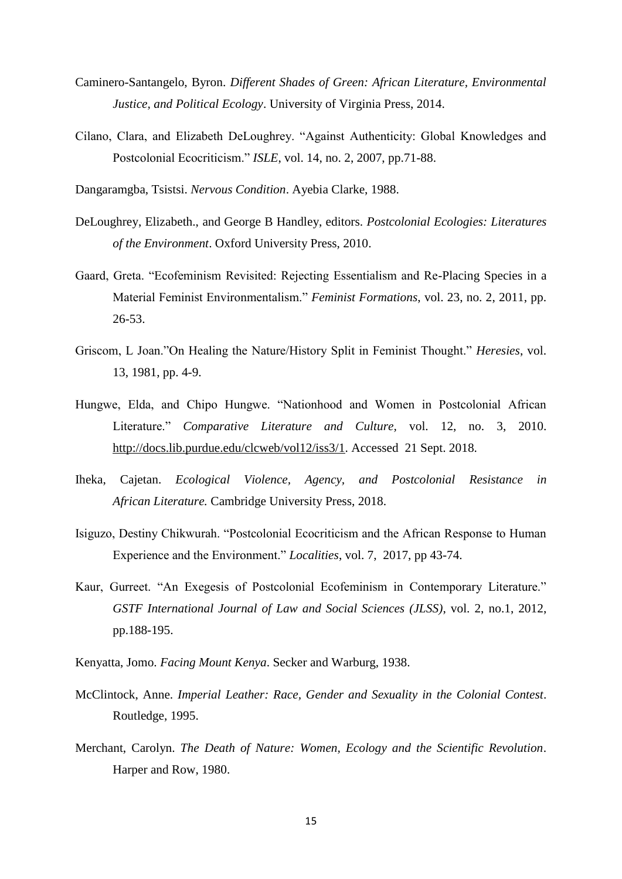Caminero-Santangelo, Byron. *Different Shades of Green: African Literature, Environmental Justice, and Political Ecology*. University of Virginia Press, 2014.

Cilano, Clara, and Elizabeth DeLoughrey. "Against Authenticity: Global Knowledges and Postcolonial Ecocriticism." *ISLE*, vol. 14, no. 2, 2007, pp.71-88.

Dangaramgba, Tsistsi. *Nervous Condition*. Ayebia Clarke, 1988.

DeLoughrey, Elizabeth., and George B Handley, editors. *Postcolonial Ecologies: Literatures of the Environment*. Oxford University Press, 2010.

Gaard, Greta. "Ecofeminism Revisited: Rejecting Essentialism and Re-Placing Species in a Material Feminist Environmentalism." *Feminist Formations*, vol. 23, no. 2, 2011, pp. 26-53.

Griscom, L Joan."On Healing the Nature/History Split in Feminist Thought." *Heresies*, vol. 13, 1981, pp. 4-9.

Hungwe, Elda, and Chipo Hungwe. "Nationhood and Women in Postcolonial African Literature." *Comparative Literature and Culture*, vol. 12, no. 3, 2010. http://docs.lib.purdue.edu/clcweb/vol12/iss3/1. Accessed 21 Sept. 2018.

Iheka, Cajetan. *Ecological Violence, Agency, and Postcolonial Resistance in African Literature.* Cambridge University Press, 2018.

Isiguzo, Destiny Chikwurah. "Postcolonial Ecocriticism and the African Response to Human Experience and the Environment." *Localities*, vol. 7, 2017, pp 43-74.

Kaur, Gurreet. "An Exegesis of Postcolonial Ecofeminism in Contemporary Literature." *GSTF International Journal of Law and Social Sciences (JLSS)*, vol. 2, no.1, 2012, pp.188-195.

Kenyatta, Jomo. *Facing Mount Kenya*. Secker and Warburg, 1938.

McClintock, Anne. *Imperial Leather: Race, Gender and Sexuality in the Colonial Contest*. Routledge, 1995.

Merchant, Carolyn. *The Death of Nature: Women, Ecology and the Scientific Revolution*. Harper and Row, 1980.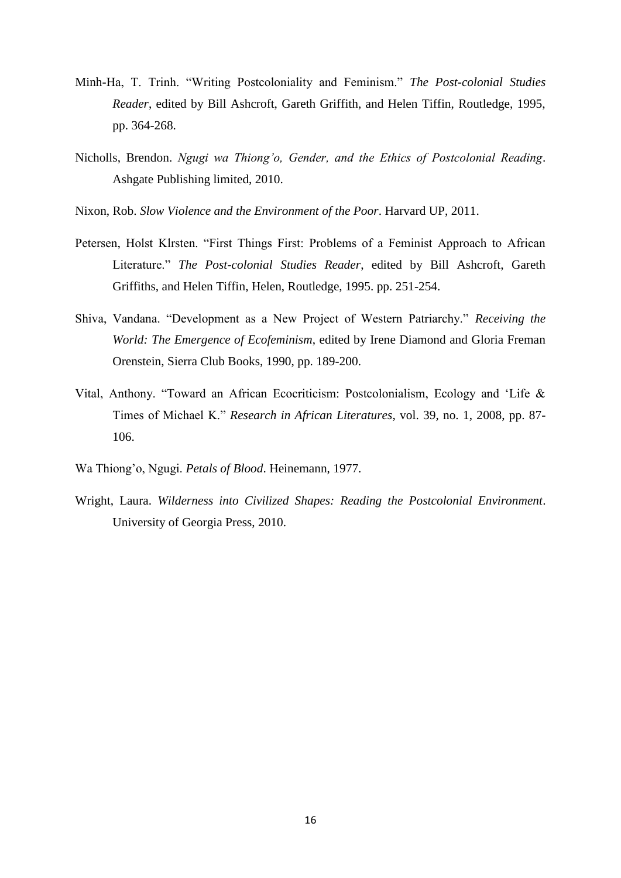Minh-Ha, T. Trinh. "Writing Postcoloniality and Feminism." *The Post-colonial Studies Reader*, edited by Bill Ashcroft, Gareth Griffith, and Helen Tiffin, Routledge, 1995, pp. 364-268.

Nicholls, Brendon. *Ngugi wa Thiong'o, Gender, and the Ethics of Postcolonial Reading*. Ashgate Publishing limited, 2010.

Nixon, Rob. *Slow Violence and the Environment of the Poor*. Harvard UP, 2011.

Petersen, Holst Klrsten. "First Things First: Problems of a Feminist Approach to African Literature." *The Post-colonial Studies Reader*, edited by Bill Ashcroft, Gareth Griffiths, and Helen Tiffin, Helen, Routledge, 1995. pp. 251-254.

Shiva, Vandana. "Development as a New Project of Western Patriarchy." *Receiving the World: The Emergence of Ecofeminism*, edited by Irene Diamond and Gloria Freman Orenstein, Sierra Club Books, 1990, pp. 189-200.

Vital, Anthony. "Toward an African Ecocriticism: Postcolonialism, Ecology and 'Life & Times of Michael K." *Research in African Literatures*, vol. 39, no. 1, 2008, pp. 87-106.

Wa Thiong'o, Ngugi. *Petals of Blood*. Heinemann, 1977.

Wright, Laura. *Wilderness into Civilized Shapes: Reading the Postcolonial Environment*. University of Georgia Press, 2010.